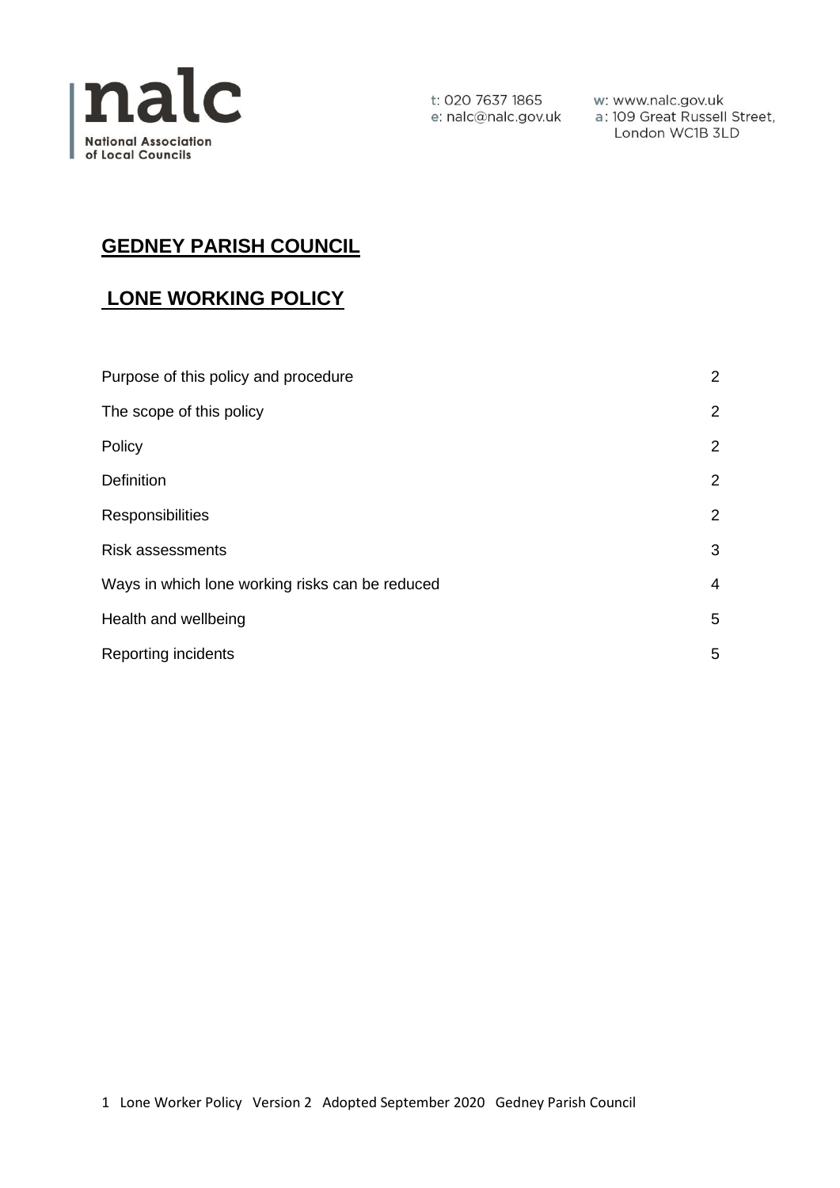nalc
National Association of Local Councils

t: 020 7637 1865
e: nalc@nalc.gov.uk
w: www.nalc.gov.uk
a: 109 Great Russell Street, London WC1B 3LD

# GEDNEY PARISH COUNCIL

## LONE WORKING POLICY

| | |
|---|---|
| Purpose of this policy and procedure | 2 |
| The scope of this policy | 2 |
| Policy | 2 |
| Definition | 2 |
| Responsibilities | 2 |
| Risk assessments | 3 |
| Ways in which lone working risks can be reduced | 4 |
| Health and wellbeing | 5 |
| Reporting incidents | 5 |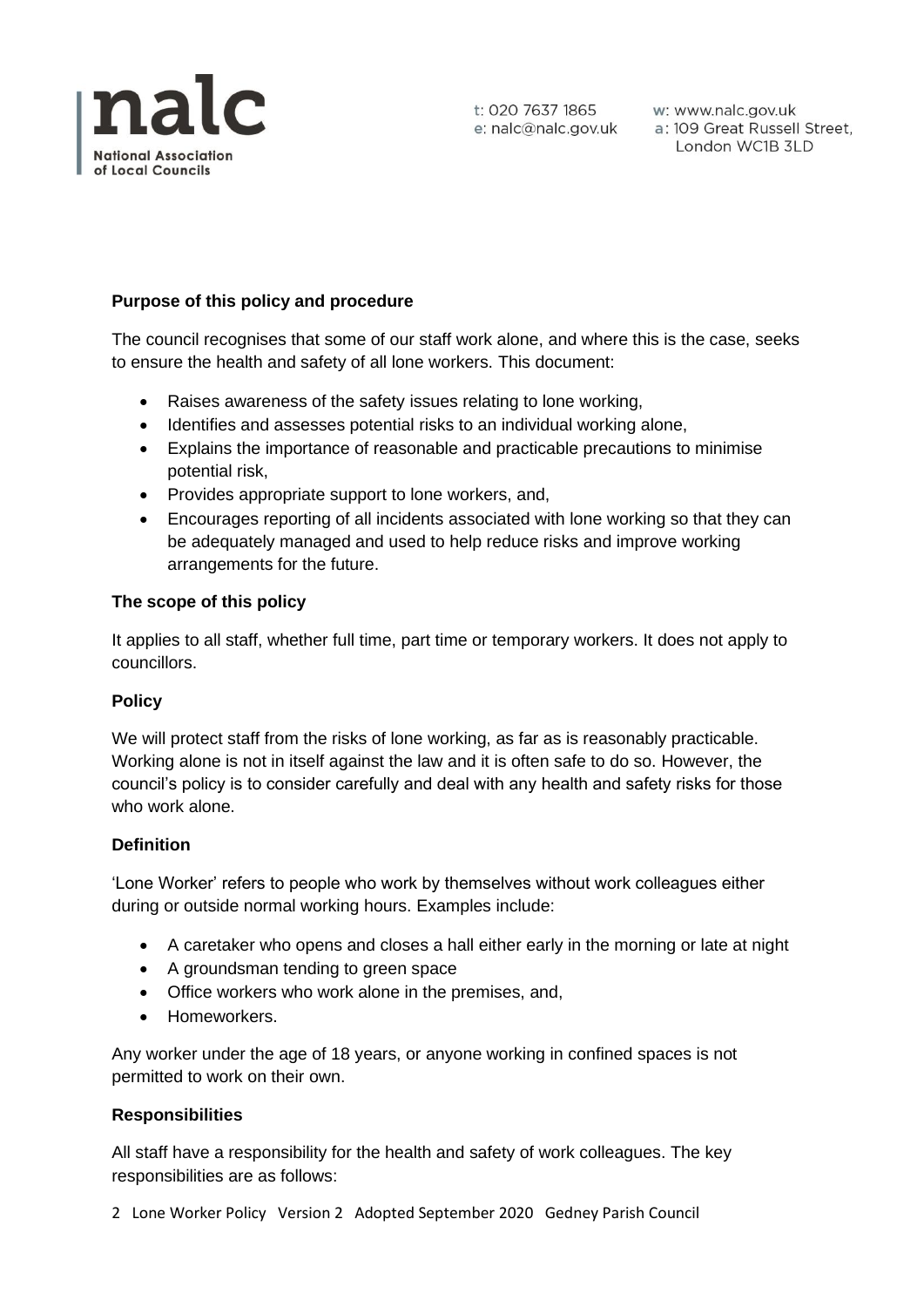**Purpose of this policy and procedure**

The council recognises that some of our staff work alone, and where this is the case, seeks to ensure the health and safety of all lone workers. This document:

- Raises awareness of the safety issues relating to lone working,
- Identifies and assesses potential risks to an individual working alone,
- Explains the importance of reasonable and practicable precautions to minimise potential risk,
- Provides appropriate support to lone workers, and,
- Encourages reporting of all incidents associated with lone working so that they can be adequately managed and used to help reduce risks and improve working arrangements for the future.

**The scope of this policy**

It applies to all staff, whether full time, part time or temporary workers. It does not apply to councillors.

**Policy**

We will protect staff from the risks of lone working, as far as is reasonably practicable. Working alone is not in itself against the law and it is often safe to do so. However, the council's policy is to consider carefully and deal with any health and safety risks for those who work alone.

**Definition**

'Lone Worker' refers to people who work by themselves without work colleagues either during or outside normal working hours. Examples include:

- A caretaker who opens and closes a hall either early in the morning or late at night
- A groundsman tending to green space
- Office workers who work alone in the premises, and,
- Homeworkers.

Any worker under the age of 18 years, or anyone working in confined spaces is not permitted to work on their own.

**Responsibilities**

All staff have a responsibility for the health and safety of work colleagues. The key responsibilities are as follows: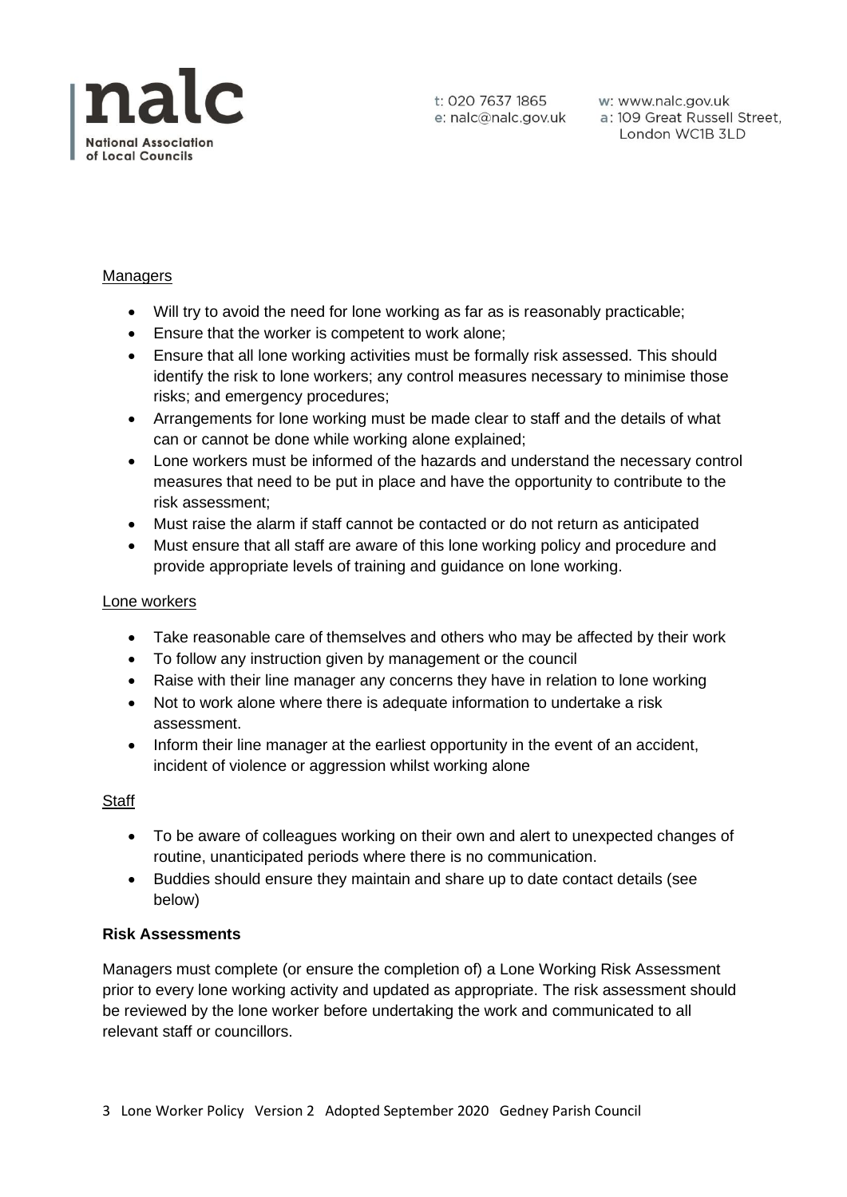Managers

- Will try to avoid the need for lone working as far as is reasonably practicable;
- Ensure that the worker is competent to work alone;
- Ensure that all lone working activities must be formally risk assessed. This should identify the risk to lone workers; any control measures necessary to minimise those risks; and emergency procedures;
- Arrangements for lone working must be made clear to staff and the details of what can or cannot be done while working alone explained;
- Lone workers must be informed of the hazards and understand the necessary control measures that need to be put in place and have the opportunity to contribute to the risk assessment;
- Must raise the alarm if staff cannot be contacted or do not return as anticipated
- Must ensure that all staff are aware of this lone working policy and procedure and provide appropriate levels of training and guidance on lone working.

Lone workers

- Take reasonable care of themselves and others who may be affected by their work
- To follow any instruction given by management or the council
- Raise with their line manager any concerns they have in relation to lone working
- Not to work alone where there is adequate information to undertake a risk assessment.
- Inform their line manager at the earliest opportunity in the event of an accident, incident of violence or aggression whilst working alone

Staff

- To be aware of colleagues working on their own and alert to unexpected changes of routine, unanticipated periods where there is no communication.
- Buddies should ensure they maintain and share up to date contact details (see below)

**Risk Assessments**

Managers must complete (or ensure the completion of) a Lone Working Risk Assessment prior to every lone working activity and updated as appropriate. The risk assessment should be reviewed by the lone worker before undertaking the work and communicated to all relevant staff or councillors.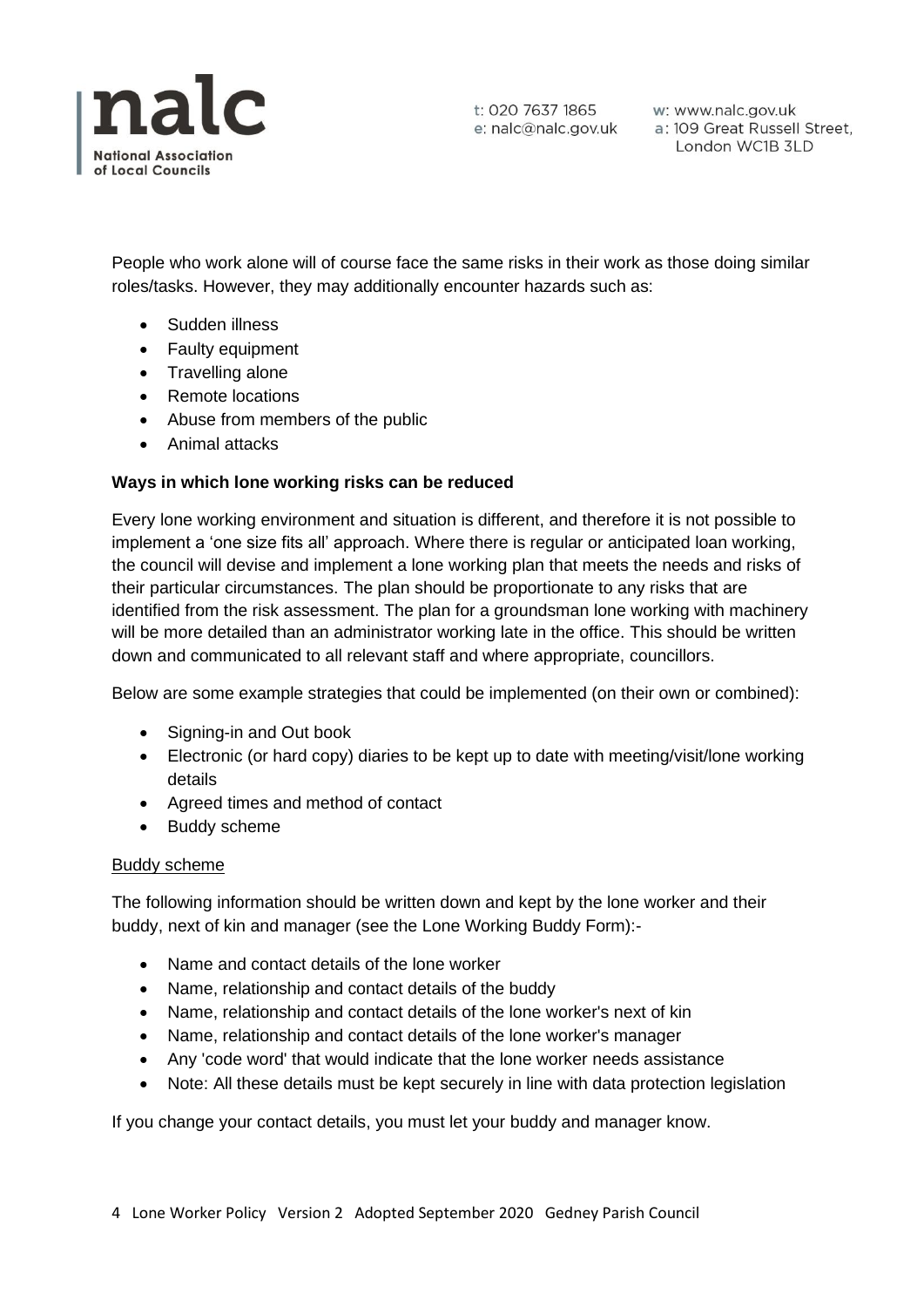People who work alone will of course face the same risks in their work as those doing similar roles/tasks. However, they may additionally encounter hazards such as:

- Sudden illness
- Faulty equipment
- Travelling alone
- Remote locations
- Abuse from members of the public
- Animal attacks

**Ways in which lone working risks can be reduced**

Every lone working environment and situation is different, and therefore it is not possible to implement a 'one size fits all' approach. Where there is regular or anticipated loan working, the council will devise and implement a lone working plan that meets the needs and risks of their particular circumstances. The plan should be proportionate to any risks that are identified from the risk assessment. The plan for a groundsman lone working with machinery will be more detailed than an administrator working late in the office. This should be written down and communicated to all relevant staff and where appropriate, councillors.

Below are some example strategies that could be implemented (on their own or combined):

- Signing-in and Out book
- Electronic (or hard copy) diaries to be kept up to date with meeting/visit/lone working details
- Agreed times and method of contact
- Buddy scheme

<u>Buddy scheme</u>

The following information should be written down and kept by the lone worker and their buddy, next of kin and manager (see the Lone Working Buddy Form):-

- Name and contact details of the lone worker
- Name, relationship and contact details of the buddy
- Name, relationship and contact details of the lone worker's next of kin
- Name, relationship and contact details of the lone worker's manager
- Any 'code word' that would indicate that the lone worker needs assistance
- Note: All these details must be kept securely in line with data protection legislation

If you change your contact details, you must let your buddy and manager know.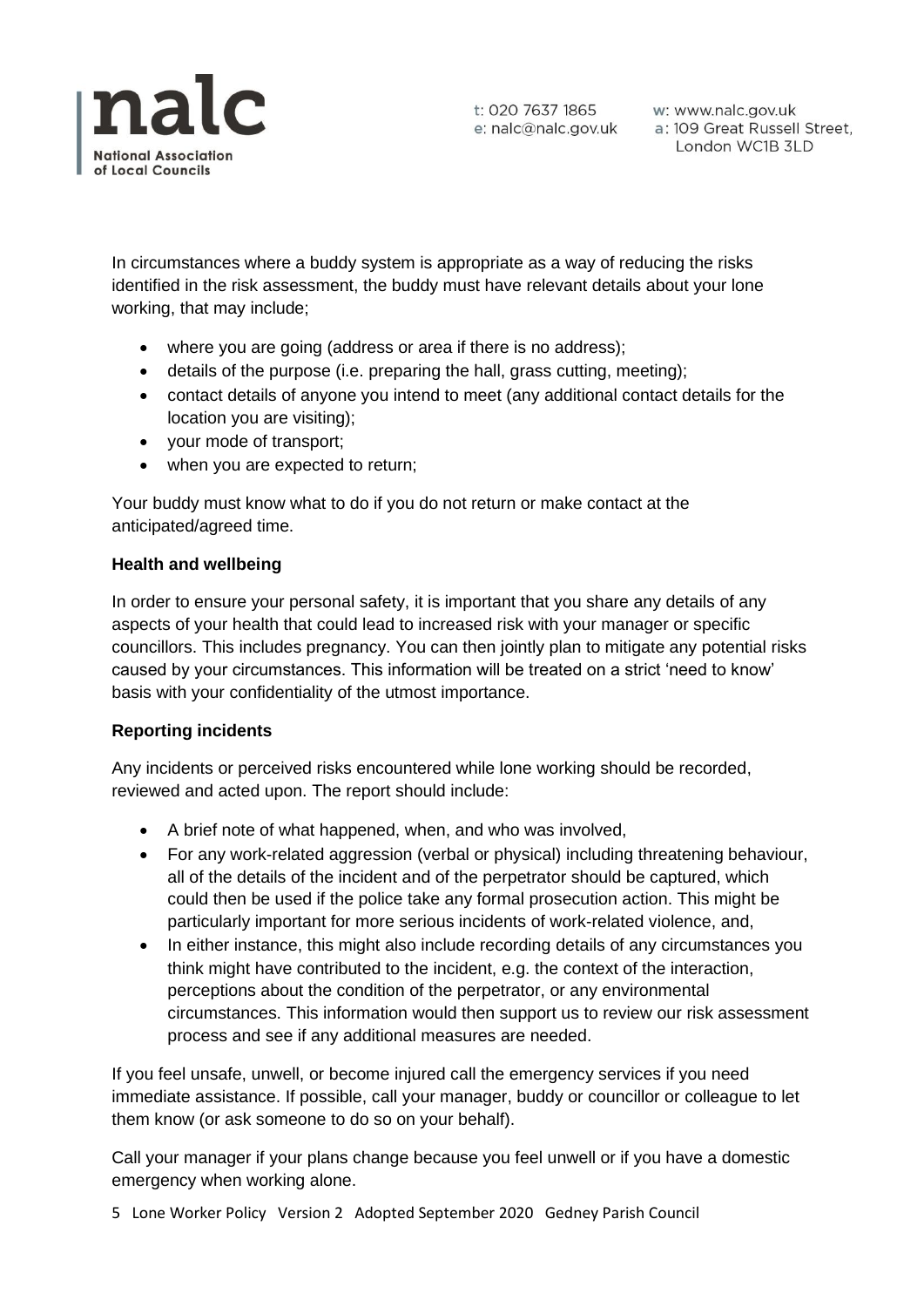In circumstances where a buddy system is appropriate as a way of reducing the risks identified in the risk assessment, the buddy must have relevant details about your lone working, that may include;

- where you are going (address or area if there is no address);
- details of the purpose (i.e. preparing the hall, grass cutting, meeting);
- contact details of anyone you intend to meet (any additional contact details for the location you are visiting);
- your mode of transport;
- when you are expected to return;

Your buddy must know what to do if you do not return or make contact at the anticipated/agreed time.

**Health and wellbeing**

In order to ensure your personal safety, it is important that you share any details of any aspects of your health that could lead to increased risk with your manager or specific councillors. This includes pregnancy. You can then jointly plan to mitigate any potential risks caused by your circumstances. This information will be treated on a strict 'need to know' basis with your confidentiality of the utmost importance.

**Reporting incidents**

Any incidents or perceived risks encountered while lone working should be recorded, reviewed and acted upon. The report should include:

- A brief note of what happened, when, and who was involved,
- For any work-related aggression (verbal or physical) including threatening behaviour, all of the details of the incident and of the perpetrator should be captured, which could then be used if the police take any formal prosecution action. This might be particularly important for more serious incidents of work-related violence, and,
- In either instance, this might also include recording details of any circumstances you think might have contributed to the incident, e.g. the context of the interaction, perceptions about the condition of the perpetrator, or any environmental circumstances. This information would then support us to review our risk assessment process and see if any additional measures are needed.

If you feel unsafe, unwell, or become injured call the emergency services if you need immediate assistance. If possible, call your manager, buddy or councillor or colleague to let them know (or ask someone to do so on your behalf).

Call your manager if your plans change because you feel unwell or if you have a domestic emergency when working alone.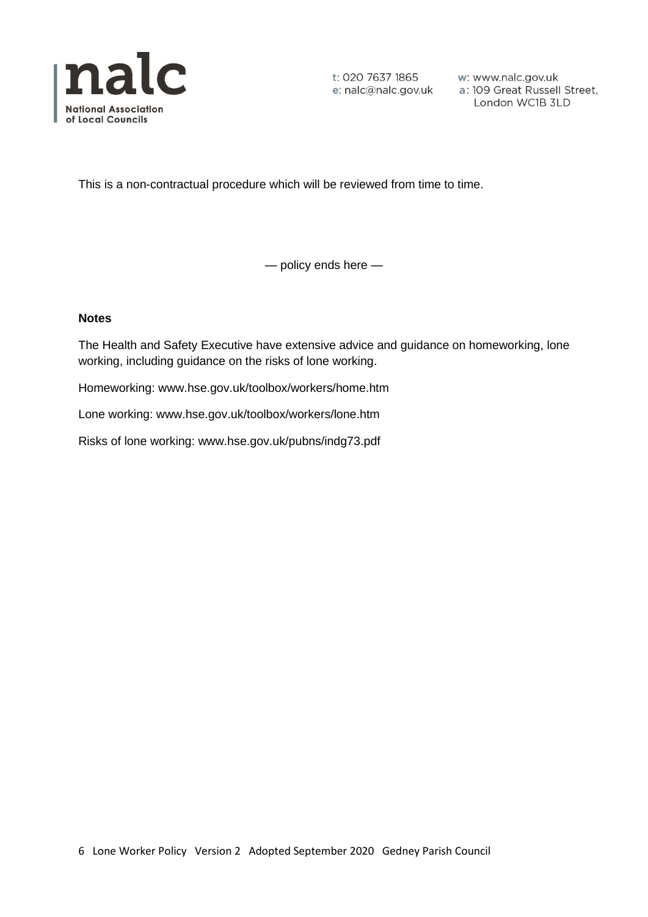This is a non-contractual procedure which will be reviewed from time to time.

— policy ends here —

**Notes**

The Health and Safety Executive have extensive advice and guidance on homeworking, lone working, including guidance on the risks of lone working.

Homeworking: www.hse.gov.uk/toolbox/workers/home.htm

Lone working: www.hse.gov.uk/toolbox/workers/lone.htm

Risks of lone working: www.hse.gov.uk/pubns/indg73.pdf